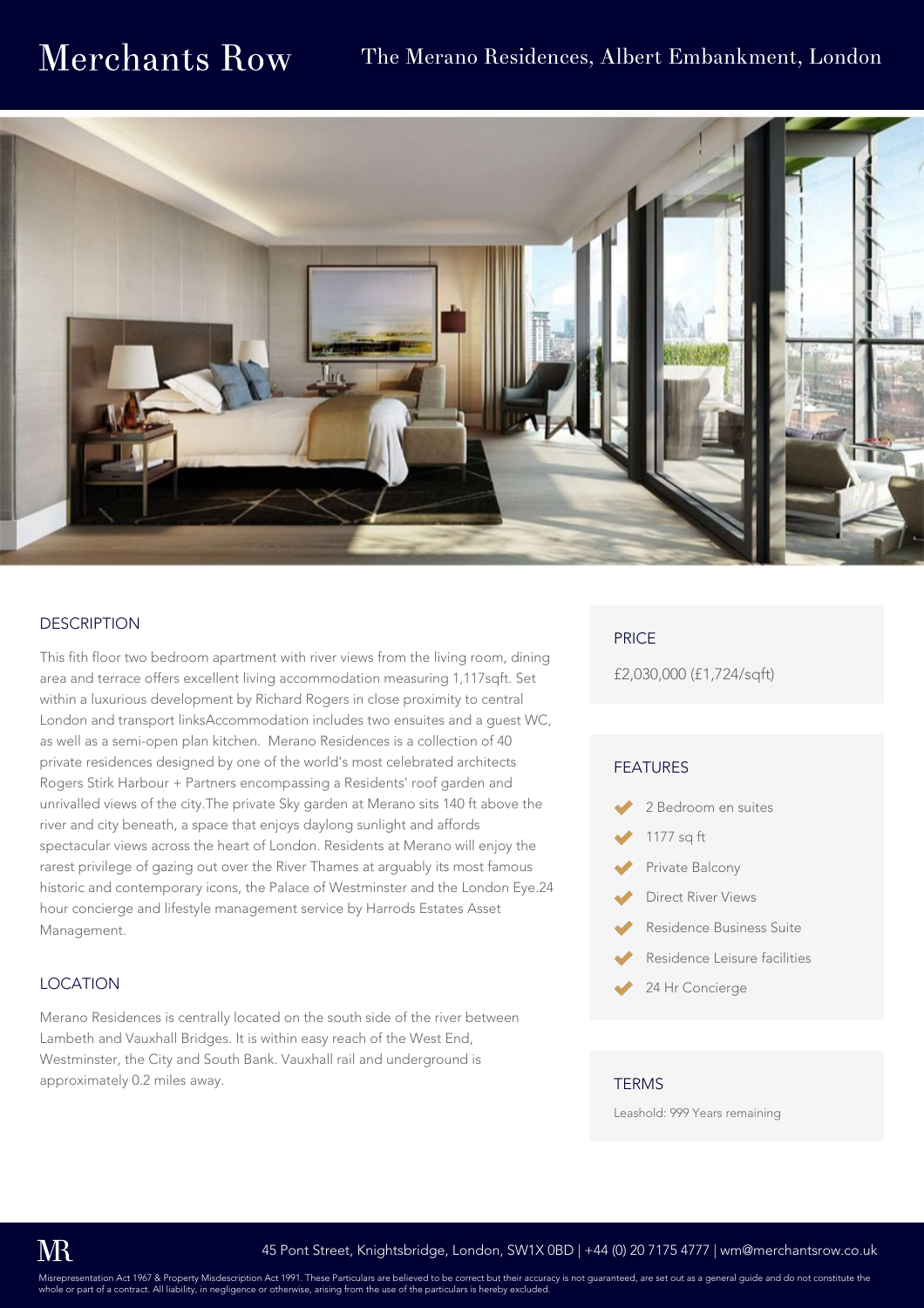# Merchants Row

## The Merano Residences, Albert Embankment, London

### DESCRIPTION

This fith floor two bedroom apartment with river views from the living room, dining area and terrace offers excellent living accommodation measuring 1,117sqft. Set within a luxurious development by Richard Rogers in close proximity to central London and transport linksAccommodation includes two ensuites and a guest WC, as well as a semi-open plan kitchen. Merano Residences is a collection of 40 private residences designed by one of the world's most celebrated architects Rogers Stirk Harbour + Partners encompassing a Residents' roof garden and unrivalled views of the city.The private Sky garden at Merano sits 140 ft above the river and city beneath, a space that enjoys daylong sunlight and affords spectacular views across the heart of London. Residents at Merano will enjoy the rarest privilege of gazing out over the River Thames at arguably its most famous historic and contemporary icons, the Palace of Westminster and the London Eye.24 hour concierge and lifestyle management service by Harrods Estates Asset Management.

### LOCATION

Merano Residences is centrally located on the south side of the river between Lambeth and Vauxhall Bridges. It is within easy reach of the West End, Westminster, the City and South Bank. Vauxhall rail and underground is approximately 0.2 miles away.

### PRICE

£2,030,000 (£1,724/sqft)

### FEATURES

- 2 Bedroom en suites
- 1177 sq ft
- Private Balcony
- Direct River Views
- Residence Business Suite
- Residence Leisure facilities
- 24 Hr Concierge

### TERMS

Leashold: 999 Years remaining

MR

45 Pont Street, Knightsbridge, London, SW1X 0BD | +44 (0) 20 7175 4777 | wm@merchantsrow.co.uk

Misrepresentation Act 1967 & Property Misdescription Act 1991. These Particulars are believed to be correct but their accuracy is not guaranteed, are set out as a general guide and do not constitute the whole or part of a contract. All liability, in negligence or otherwise, arising from the use of the particulars is hereby excluded.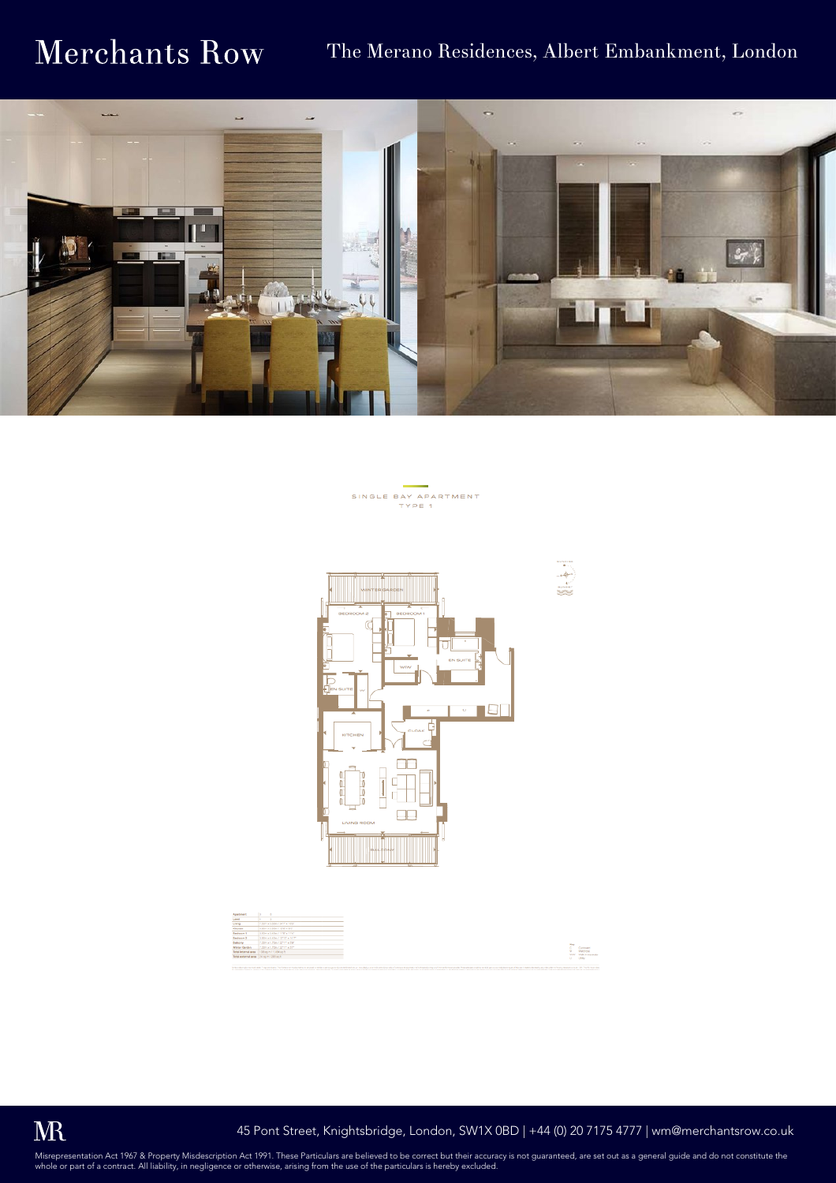# Merchants Row

The Merano Residences, Albert Embankment, London

SINGLE BAY APARTMENT
TYPE 1

WINTER GARDEN

BEDROOM 2

BEDROOM 1

EN SUITE

WIW

EN SUITE

KITCHEN

CLOSE

LIVING ROOM

BALCONY

MR

45 Pont Street, Knightsbridge, London, SW1X 0BD | +44 (0) 20 7175 4777 | wm@merchantsrow.co.uk

Misrepresentation Act 1967 & Property Misdescription Act 1991. These Particulars are believed to be correct but their accuracy is not guaranteed, are set out as a general guide and do not constitute the whole or part of a contract. All liability, in negligence or otherwise, arising from the use of the particulars is hereby excluded.